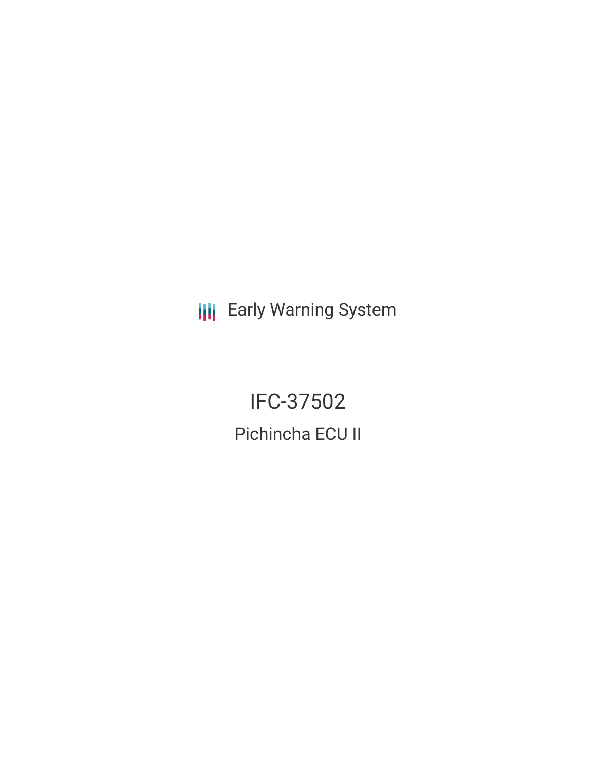Early Warning System

# IFC-37502

## Pichincha ECU II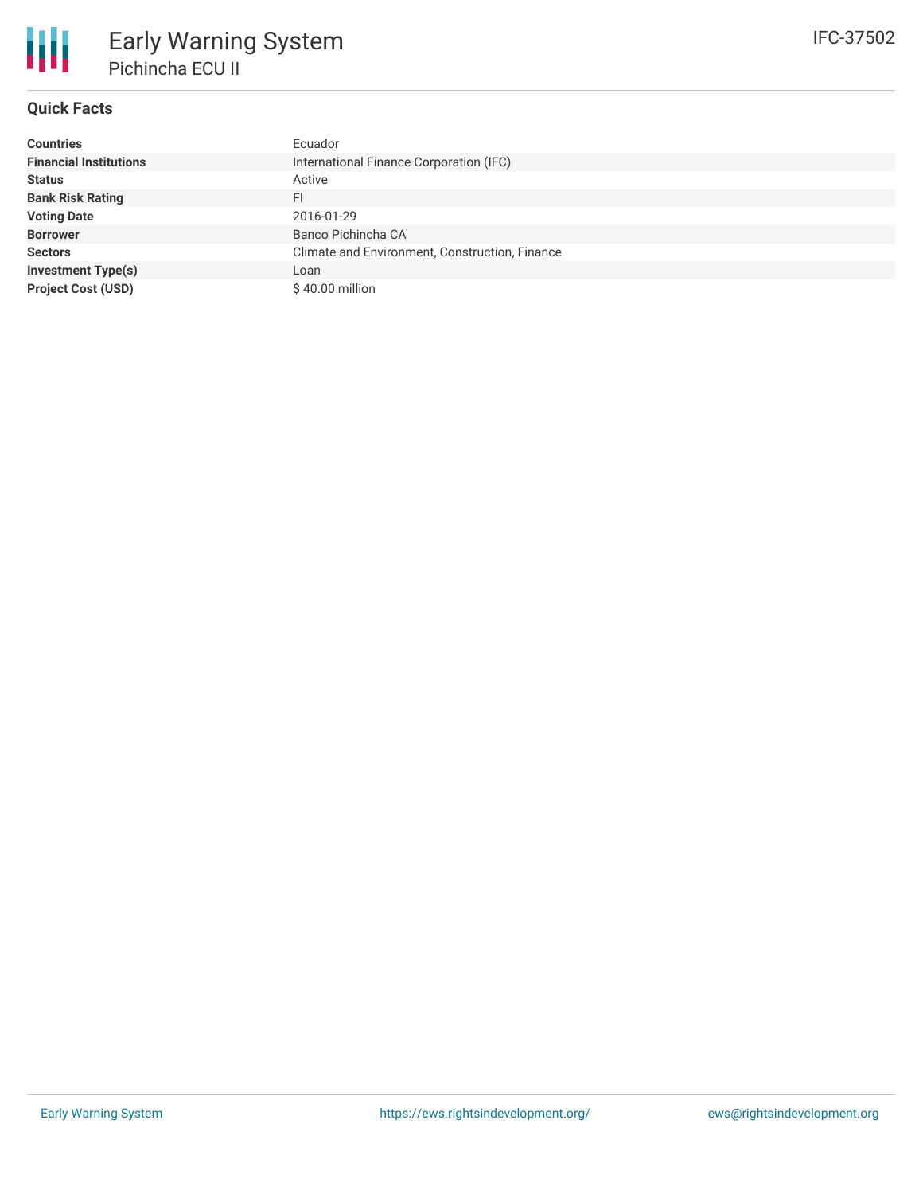# Early Warning System

## Pichincha ECU II

IFC-37502

### Quick Facts

| | |
|---|---|
| **Countries** | Ecuador |
| **Financial Institutions** | International Finance Corporation (IFC) |
| **Status** | Active |
| **Bank Risk Rating** | FI |
| **Voting Date** | 2016-01-29 |
| **Borrower** | Banco Pichincha CA |
| **Sectors** | Climate and Environment, Construction, Finance |
| **Investment Type(s)** | Loan |
| **Project Cost (USD)** | $ 40.00 million |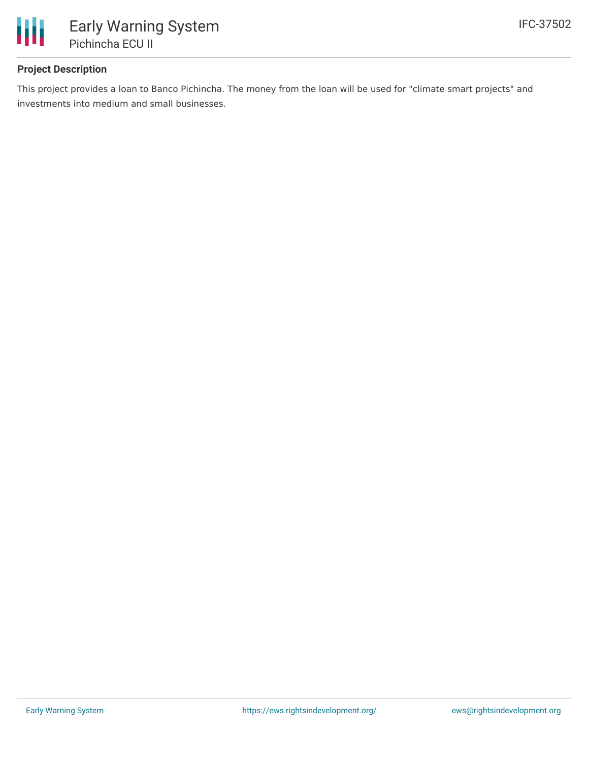## Project Description

This project provides a loan to Banco Pichincha. The money from the loan will be used for "climate smart projects" and investments into medium and small businesses.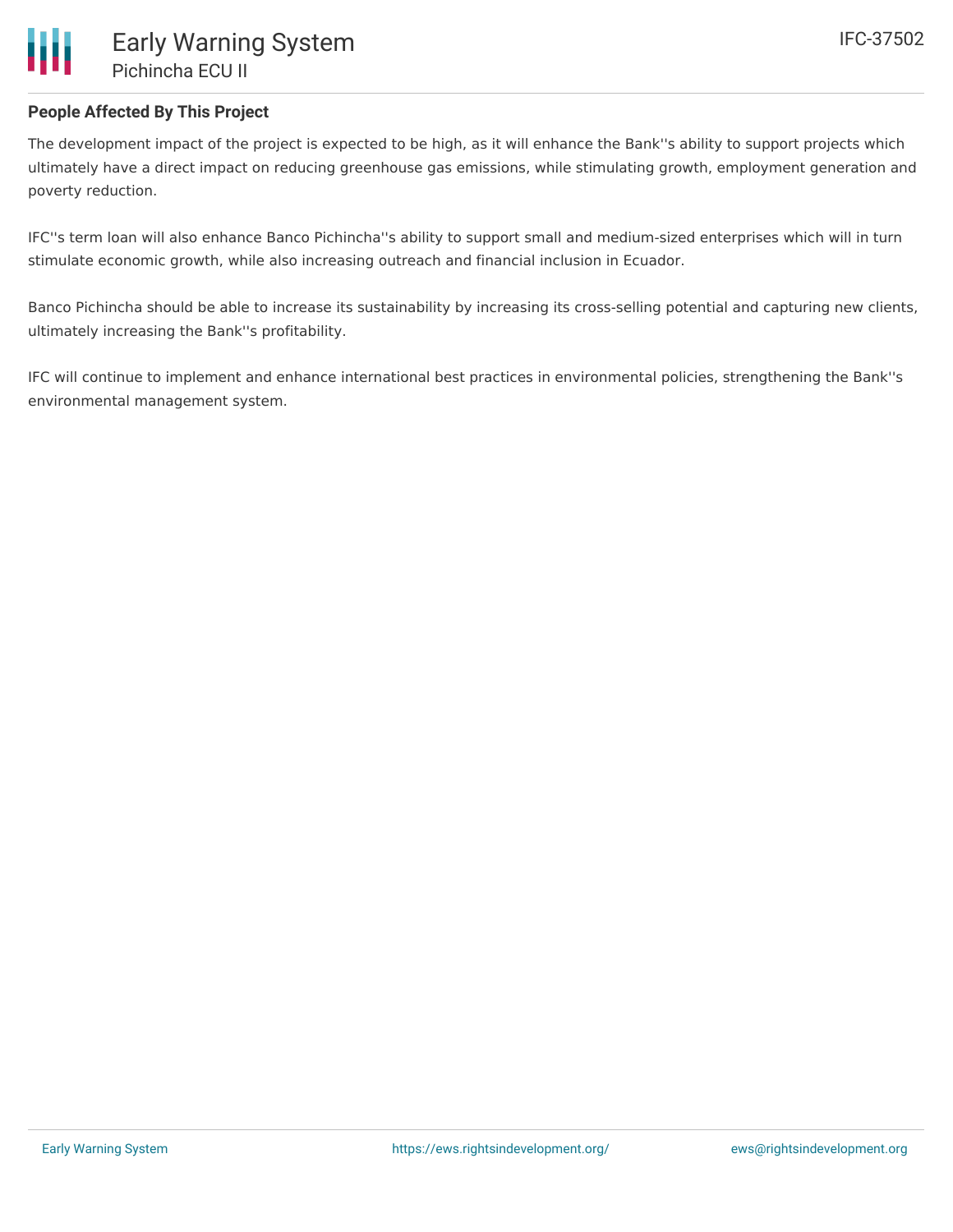## People Affected By This Project

The development impact of the project is expected to be high, as it will enhance the Bank''s ability to support projects which ultimately have a direct impact on reducing greenhouse gas emissions, while stimulating growth, employment generation and poverty reduction.

IFC''s term loan will also enhance Banco Pichincha''s ability to support small and medium-sized enterprises which will in turn stimulate economic growth, while also increasing outreach and financial inclusion in Ecuador.

Banco Pichincha should be able to increase its sustainability by increasing its cross-selling potential and capturing new clients, ultimately increasing the Bank''s profitability.

IFC will continue to implement and enhance international best practices in environmental policies, strengthening the Bank''s environmental management system.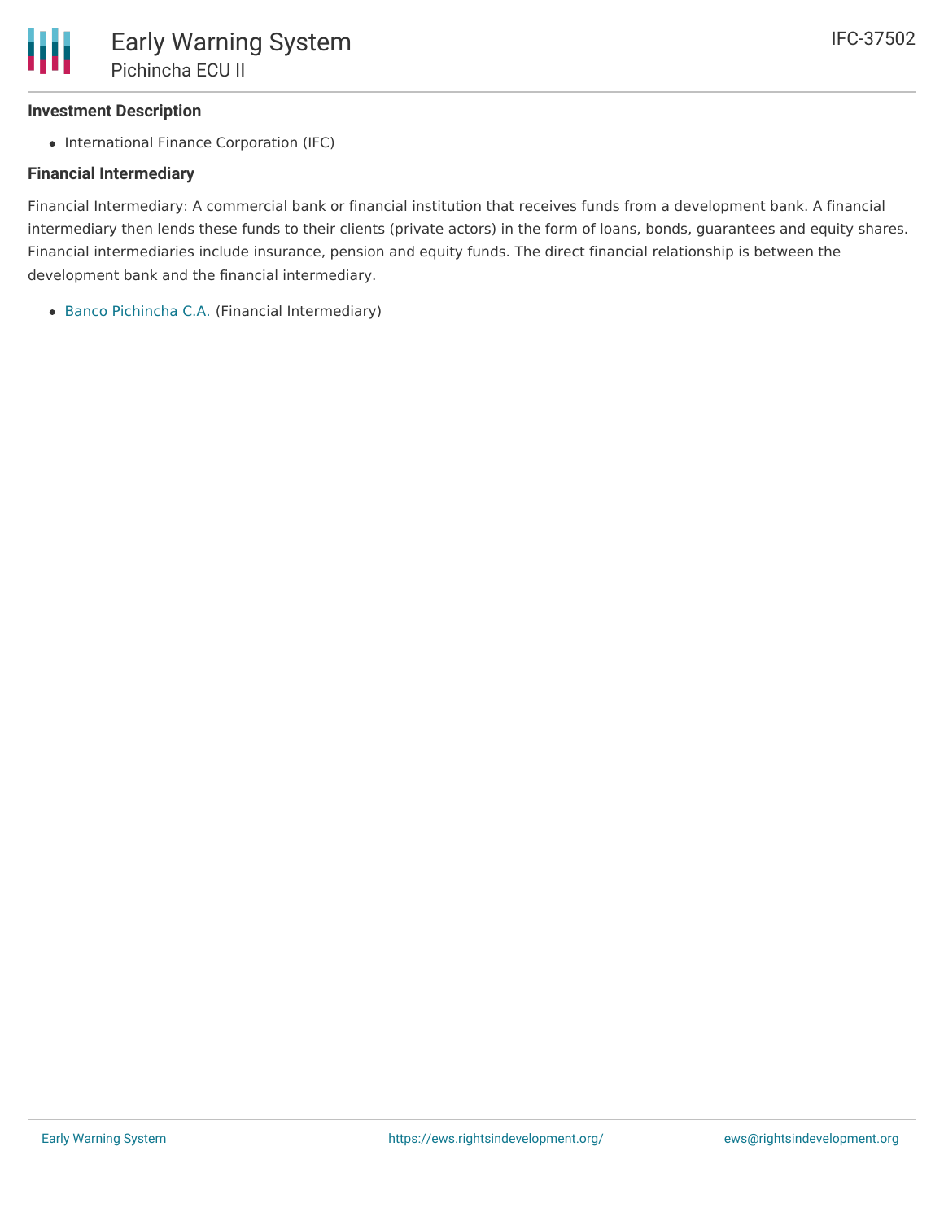### Investment Description

- International Finance Corporation (IFC)

### Financial Intermediary

Financial Intermediary: A commercial bank or financial institution that receives funds from a development bank. A financial intermediary then lends these funds to their clients (private actors) in the form of loans, bonds, guarantees and equity shares. Financial intermediaries include insurance, pension and equity funds. The direct financial relationship is between the development bank and the financial intermediary.

- Banco Pichincha C.A. (Financial Intermediary)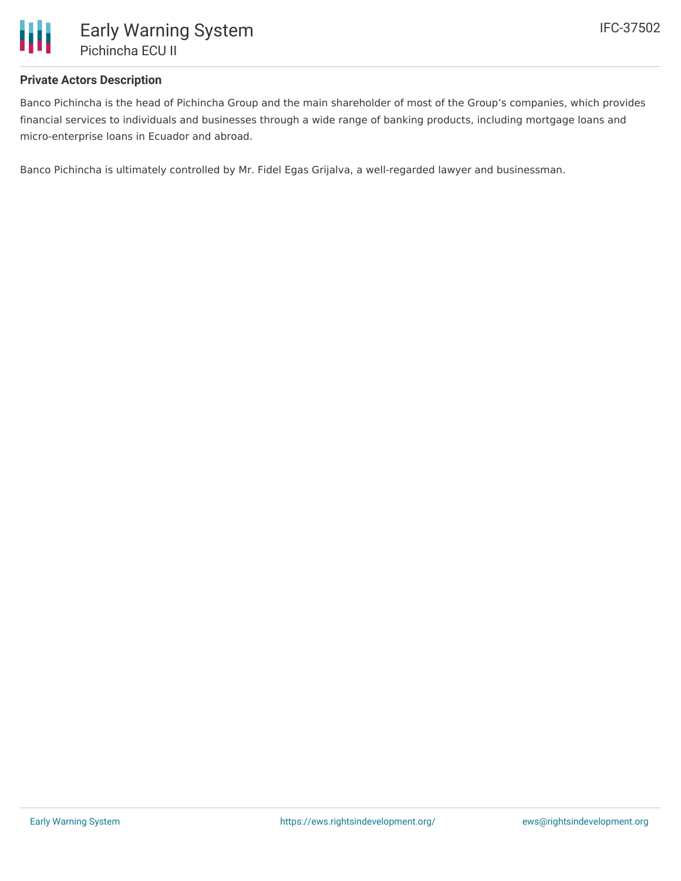**Private Actors Description**

Banco Pichincha is the head of Pichincha Group and the main shareholder of most of the Group's companies, which provides financial services to individuals and businesses through a wide range of banking products, including mortgage loans and micro-enterprise loans in Ecuador and abroad.

Banco Pichincha is ultimately controlled by Mr. Fidel Egas Grijalva, a well-regarded lawyer and businessman.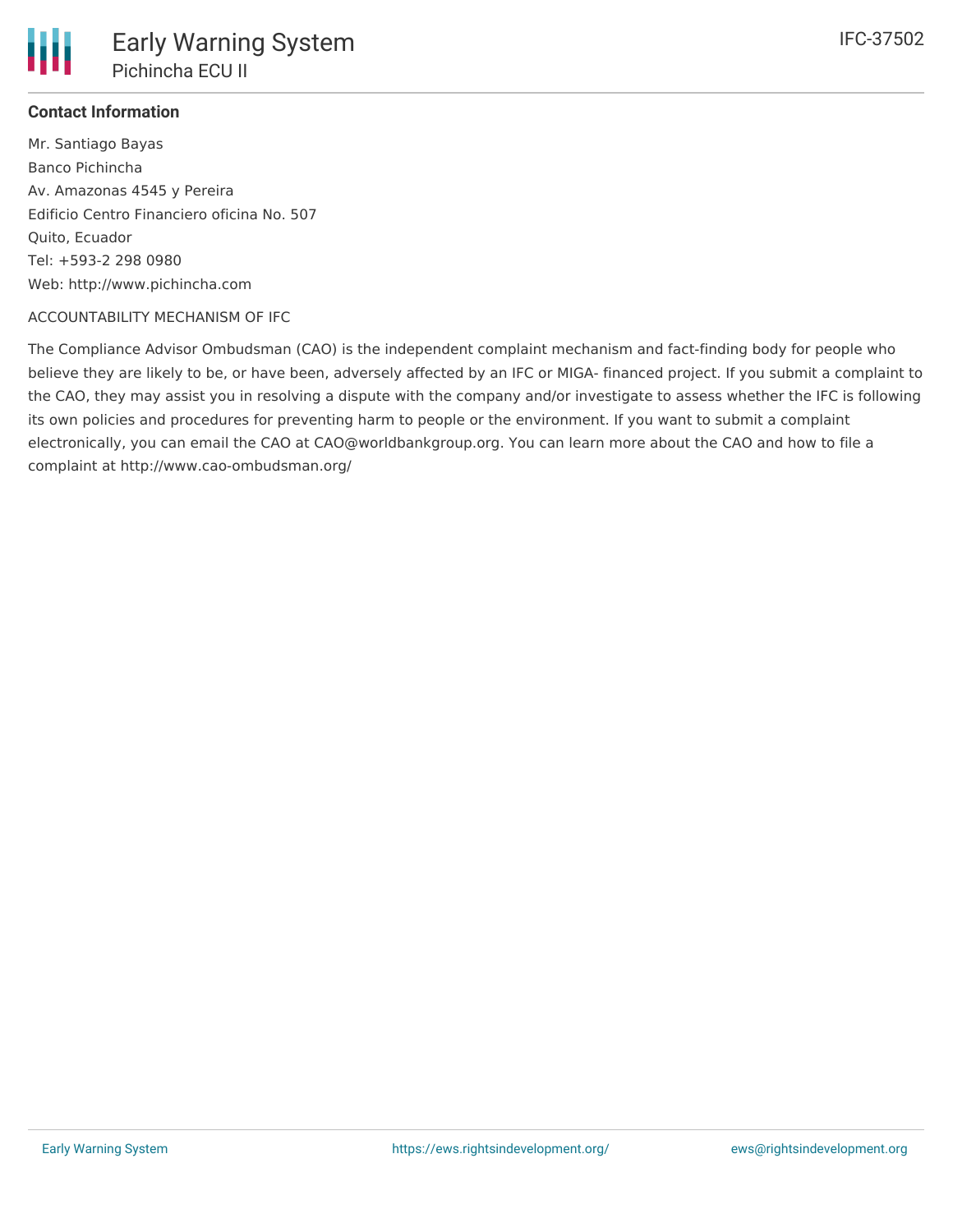**Contact Information**

Mr. Santiago Bayas
Banco Pichincha
Av. Amazonas 4545 y Pereira
Edificio Centro Financiero oficina No. 507
Quito, Ecuador
Tel: +593-2 298 0980
Web: http://www.pichincha.com

ACCOUNTABILITY MECHANISM OF IFC

The Compliance Advisor Ombudsman (CAO) is the independent complaint mechanism and fact-finding body for people who believe they are likely to be, or have been, adversely affected by an IFC or MIGA- financed project. If you submit a complaint to the CAO, they may assist you in resolving a dispute with the company and/or investigate to assess whether the IFC is following its own policies and procedures for preventing harm to people or the environment. If you want to submit a complaint electronically, you can email the CAO at CAO@worldbankgroup.org. You can learn more about the CAO and how to file a complaint at http://www.cao-ombudsman.org/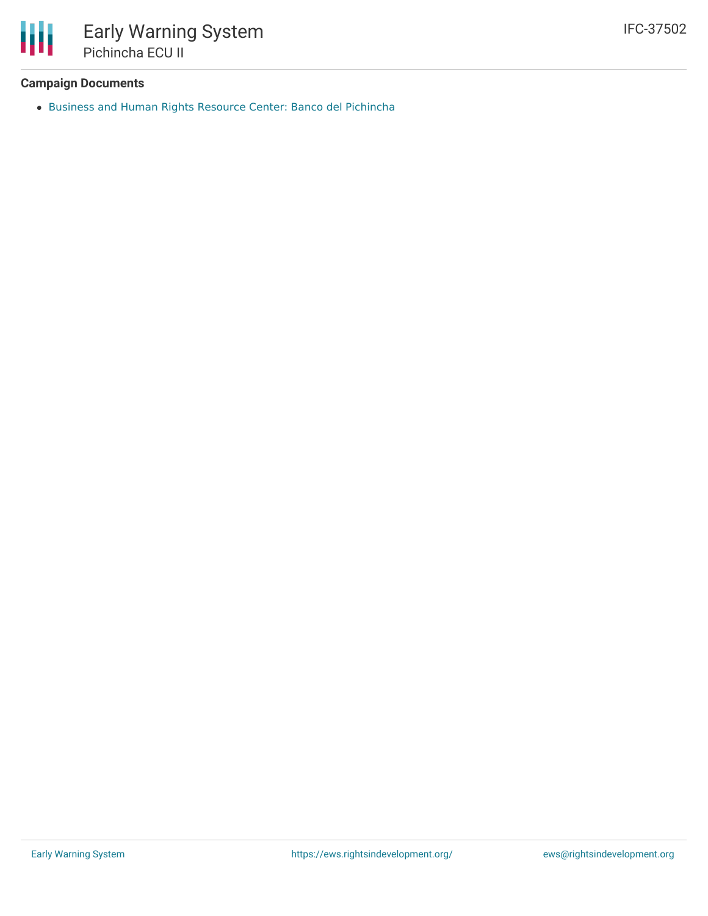**Campaign Documents**

- Business and Human Rights Resource Center: Banco del Pichincha